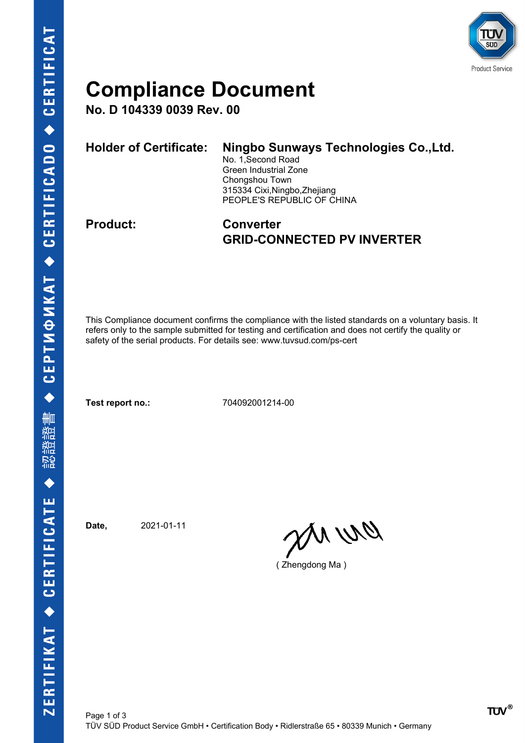# Compliance Document

**No. D 104339 0039 Rev. 00**

**Holder of Certificate:** **Ningbo Sunways Technologies Co.,Ltd.**
No. 1,Second Road
Green Industrial Zone
Chongshou Town
315334 Cixi,Ningbo,Zhejiang
PEOPLE'S REPUBLIC OF CHINA

**Product:** **Converter**
**GRID-CONNECTED PV INVERTER**

This Compliance document confirms the compliance with the listed standards on a voluntary basis. It refers only to the sample submitted for testing and certification and does not certify the quality or safety of the serial products. For details see: www.tuvsud.com/ps-cert

**Test report no.:** 704092001214-00

**Date,** 2021-01-11

( Zhengdong Ma )

TÜV SÜD Product Service GmbH • Certification Body • Ridlerstraße 65 • 80339 Munich • Germany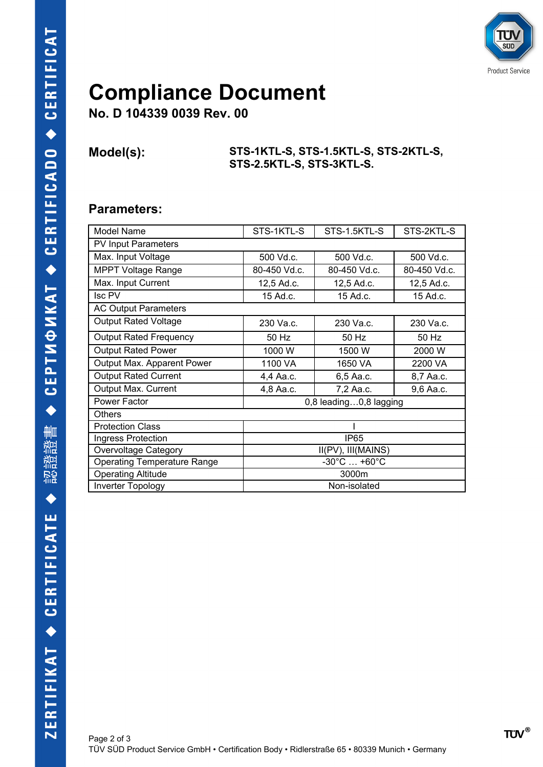# Compliance Document

**No. D 104339 0039 Rev. 00**

**Model(s):** **STS-1KTL-S, STS-1.5KTL-S, STS-2KTL-S, STS-2.5KTL-S, STS-3KTL-S.**

## Parameters:

| Model Name | STS-1KTL-S | STS-1.5KTL-S | STS-2KTL-S |
|---|---|---|---|
| PV Input Parameters | | | |
| Max. Input Voltage | 500 Vd.c. | 500 Vd.c. | 500 Vd.c. |
| MPPT Voltage Range | 80-450 Vd.c. | 80-450 Vd.c. | 80-450 Vd.c. |
| Max. Input Current | 12,5 Ad.c. | 12,5 Ad.c. | 12,5 Ad.c. |
| Isc PV | 15 Ad.c. | 15 Ad.c. | 15 Ad.c. |
| AC Output Parameters | | | |
| Output Rated Voltage | 230 Va.c. | 230 Va.c. | 230 Va.c. |
| Output Rated Frequency | 50 Hz | 50 Hz | 50 Hz |
| Output Rated Power | 1000 W | 1500 W | 2000 W |
| Output Max. Apparent Power | 1100 VA | 1650 VA | 2200 VA |
| Output Rated Current | 4,4 Aa.c. | 6,5 Aa.c. | 8,7 Aa.c. |
| Output Max. Current | 4,8 Aa.c. | 7,2 Aa.c. | 9,6 Aa.c. |
| Power Factor | 0,8 leading…0,8 lagging | | |
| Others | | | |
| Protection Class | I | | |
| Ingress Protection | IP65 | | |
| Overvoltage Category | II(PV), III(MAINS) | | |
| Operating Temperature Range | -30°C … +60°C | | |
| Operating Altitude | 3000m | | |
| Inverter Topology | Non-isolated | | |

TÜV SÜD Product Service GmbH • Certification Body • Ridlerstraße 65 • 80339 Munich • Germany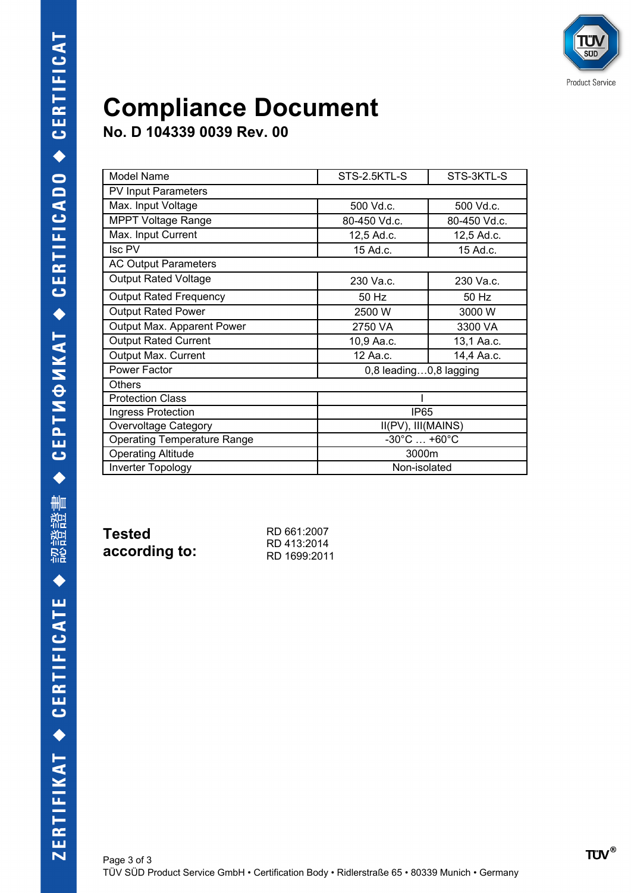# Compliance Document

## No. D 104339 0039 Rev. 00

| Model Name | STS-2.5KTL-S | STS-3KTL-S |
|---|---|---|
| PV Input Parameters | | |
| Max. Input Voltage | 500 Vd.c. | 500 Vd.c. |
| MPPT Voltage Range | 80-450 Vd.c. | 80-450 Vd.c. |
| Max. Input Current | 12,5 Ad.c. | 12,5 Ad.c. |
| Isc PV | 15 Ad.c. | 15 Ad.c. |
| AC Output Parameters | | |
| Output Rated Voltage | 230 Va.c. | 230 Va.c. |
| Output Rated Frequency | 50 Hz | 50 Hz |
| Output Rated Power | 2500 W | 3000 W |
| Output Max. Apparent Power | 2750 VA | 3300 VA |
| Output Rated Current | 10,9 Aa.c. | 13,1 Aa.c. |
| Output Max. Current | 12 Aa.c. | 14,4 Aa.c. |
| Power Factor | 0,8 leading…0,8 lagging | |
| Others | | |
| Protection Class | I | |
| Ingress Protection | IP65 | |
| Overvoltage Category | II(PV), III(MAINS) | |
| Operating Temperature Range | -30°C … +60°C | |
| Operating Altitude | 3000m | |
| Inverter Topology | Non-isolated | |

**Tested according to:**

RD 661:2007
RD 413:2014
RD 1699:2011

TÜV SÜD Product Service GmbH • Certification Body • Ridlerstraße 65 • 80339 Munich • Germany